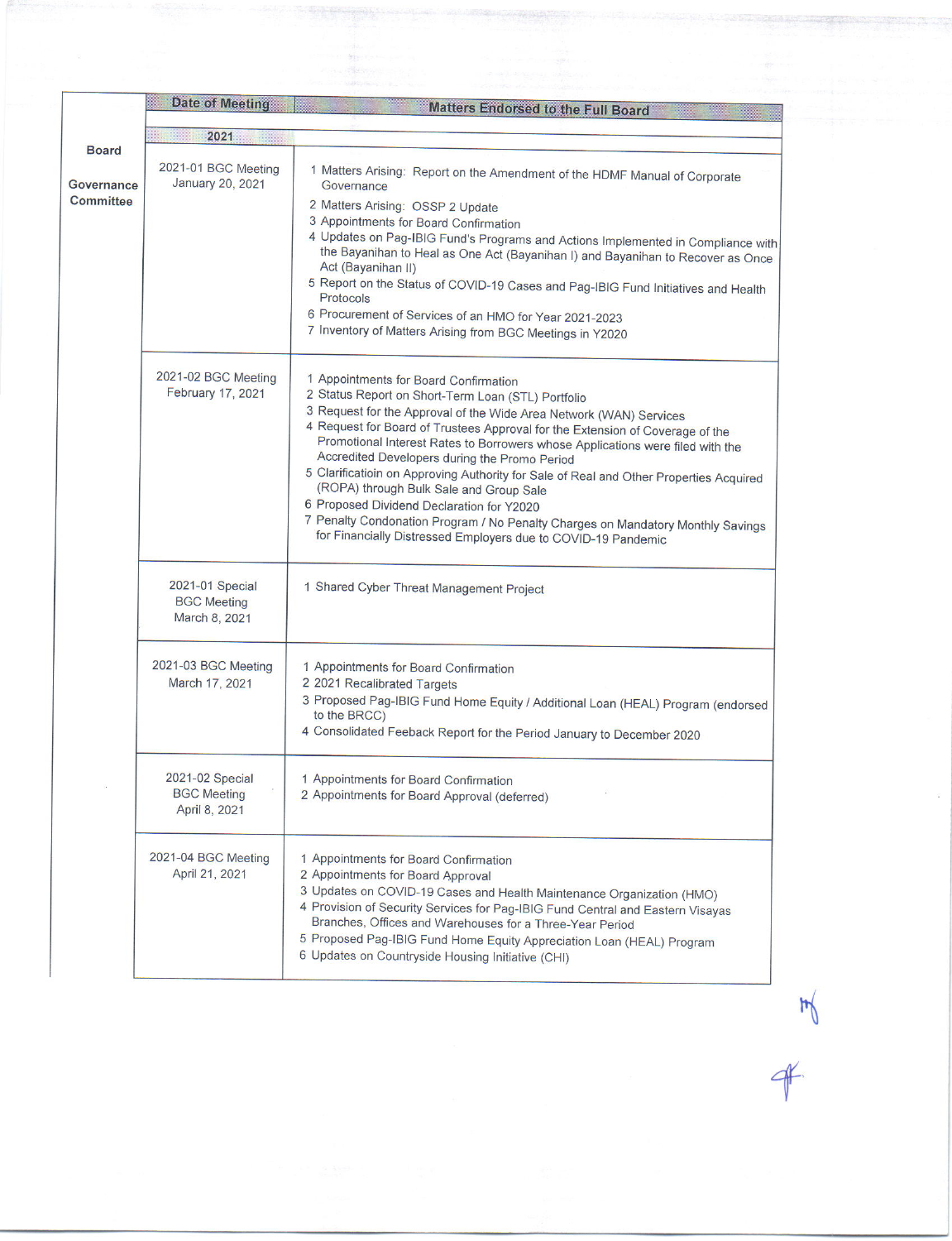| | Date of Meeting | Matters Endorsed to the Full Board |
|---|---|---|
| | **2021** | |
| **Board Governance Committee** | 2021-01 BGC Meeting January 20, 2021 | 1 Matters Arising: Report on the Amendment of the HDMF Manual of Corporate Governance<br>2 Matters Arising: OSSP 2 Update<br>3 Appointments for Board Confirmation<br>4 Updates on Pag-IBIG Fund's Programs and Actions Implemented in Compliance with the Bayanihan to Heal as One Act (Bayanihan I) and Bayanihan to Recover as Once Act (Bayanihan II)<br>5 Report on the Status of COVID-19 Cases and Pag-IBIG Fund Initiatives and Health Protocols<br>6 Procurement of Services of an HMO for Year 2021-2023<br>7 Inventory of Matters Arising from BGC Meetings in Y2020 |
| | 2021-02 BGC Meeting February 17, 2021 | 1 Appointments for Board Confirmation<br>2 Status Report on Short-Term Loan (STL) Portfolio<br>3 Request for the Approval of the Wide Area Network (WAN) Services<br>4 Request for Board of Trustees Approval for the Extension of Coverage of the Promotional Interest Rates to Borrowers whose Applications were filed with the Accredited Developers during the Promo Period<br>5 Clarificatioin on Approving Authority for Sale of Real and Other Properties Acquired (ROPA) through Bulk Sale and Group Sale<br>6 Proposed Dividend Declaration for Y2020<br>7 Penalty Condonation Program / No Penalty Charges on Mandatory Monthly Savings for Financially Distressed Employers due to COVID-19 Pandemic |
| | 2021-01 Special BGC Meeting March 8, 2021 | 1 Shared Cyber Threat Management Project |
| | 2021-03 BGC Meeting March 17, 2021 | 1 Appointments for Board Confirmation<br>2 2021 Recalibrated Targets<br>3 Proposed Pag-IBIG Fund Home Equity / Additional Loan (HEAL) Program (endorsed to the BRCC)<br>4 Consolidated Feeback Report for the Period January to December 2020 |
| | 2021-02 Special BGC Meeting April 8, 2021 | 1 Appointments for Board Confirmation<br>2 Appointments for Board Approval (deferred) |
| | 2021-04 BGC Meeting April 21, 2021 | 1 Appointments for Board Confirmation<br>2 Appointments for Board Approval<br>3 Updates on COVID-19 Cases and Health Maintenance Organization (HMO)<br>4 Provision of Security Services for Pag-IBIG Fund Central and Eastern Visayas Branches, Offices and Warehouses for a Three-Year Period<br>5 Proposed Pag-IBIG Fund Home Equity Appreciation Loan (HEAL) Program<br>6 Updates on Countryside Housing Initiative (CHI) |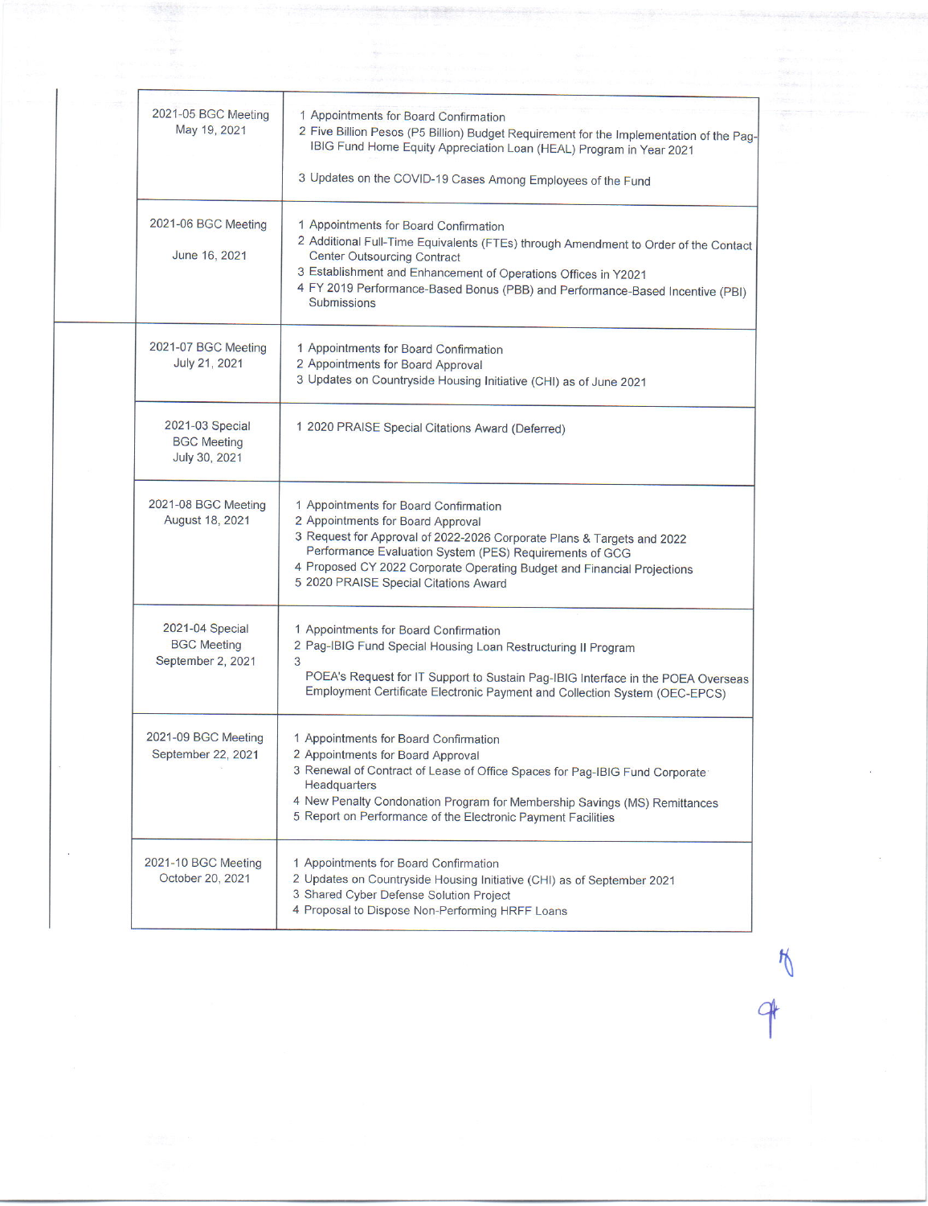| | |
|---|---|
| 2021-05 BGC Meeting<br>May 19, 2021 | 1 Appointments for Board Confirmation<br>2 Five Billion Pesos (P5 Billion) Budget Requirement for the Implementation of the Pag-IBIG Fund Home Equity Appreciation Loan (HEAL) Program in Year 2021<br>3 Updates on the COVID-19 Cases Among Employees of the Fund |
| 2021-06 BGC Meeting<br>June 16, 2021 | 1 Appointments for Board Confirmation<br>2 Additional Full-Time Equivalents (FTEs) through Amendment to Order of the Contact Center Outsourcing Contract<br>3 Establishment and Enhancement of Operations Offices in Y2021<br>4 FY 2019 Performance-Based Bonus (PBB) and Performance-Based Incentive (PBI) Submissions |
| 2021-07 BGC Meeting<br>July 21, 2021 | 1 Appointments for Board Confirmation<br>2 Appointments for Board Approval<br>3 Updates on Countryside Housing Initiative (CHI) as of June 2021 |
| 2021-03 Special BGC Meeting<br>July 30, 2021 | 1 2020 PRAISE Special Citations Award (Deferred) |
| 2021-08 BGC Meeting<br>August 18, 2021 | 1 Appointments for Board Confirmation<br>2 Appointments for Board Approval<br>3 Request for Approval of 2022-2026 Corporate Plans & Targets and 2022 Performance Evaluation System (PES) Requirements of GCG<br>4 Proposed CY 2022 Corporate Operating Budget and Financial Projections<br>5 2020 PRAISE Special Citations Award |
| 2021-04 Special BGC Meeting<br>September 2, 2021 | 1 Appointments for Board Confirmation<br>2 Pag-IBIG Fund Special Housing Loan Restructuring II Program<br>3<br>POEA's Request for IT Support to Sustain Pag-IBIG Interface in the POEA Overseas Employment Certificate Electronic Payment and Collection System (OEC-EPCS) |
| 2021-09 BGC Meeting<br>September 22, 2021 | 1 Appointments for Board Confirmation<br>2 Appointments for Board Approval<br>3 Renewal of Contract of Lease of Office Spaces for Pag-IBIG Fund Corporate Headquarters<br>4 New Penalty Condonation Program for Membership Savings (MS) Remittances<br>5 Report on Performance of the Electronic Payment Facilities |
| 2021-10 BGC Meeting<br>October 20, 2021 | 1 Appointments for Board Confirmation<br>2 Updates on Countryside Housing Initiative (CHI) as of September 2021<br>3 Shared Cyber Defense Solution Project<br>4 Proposal to Dispose Non-Performing HRFF Loans |